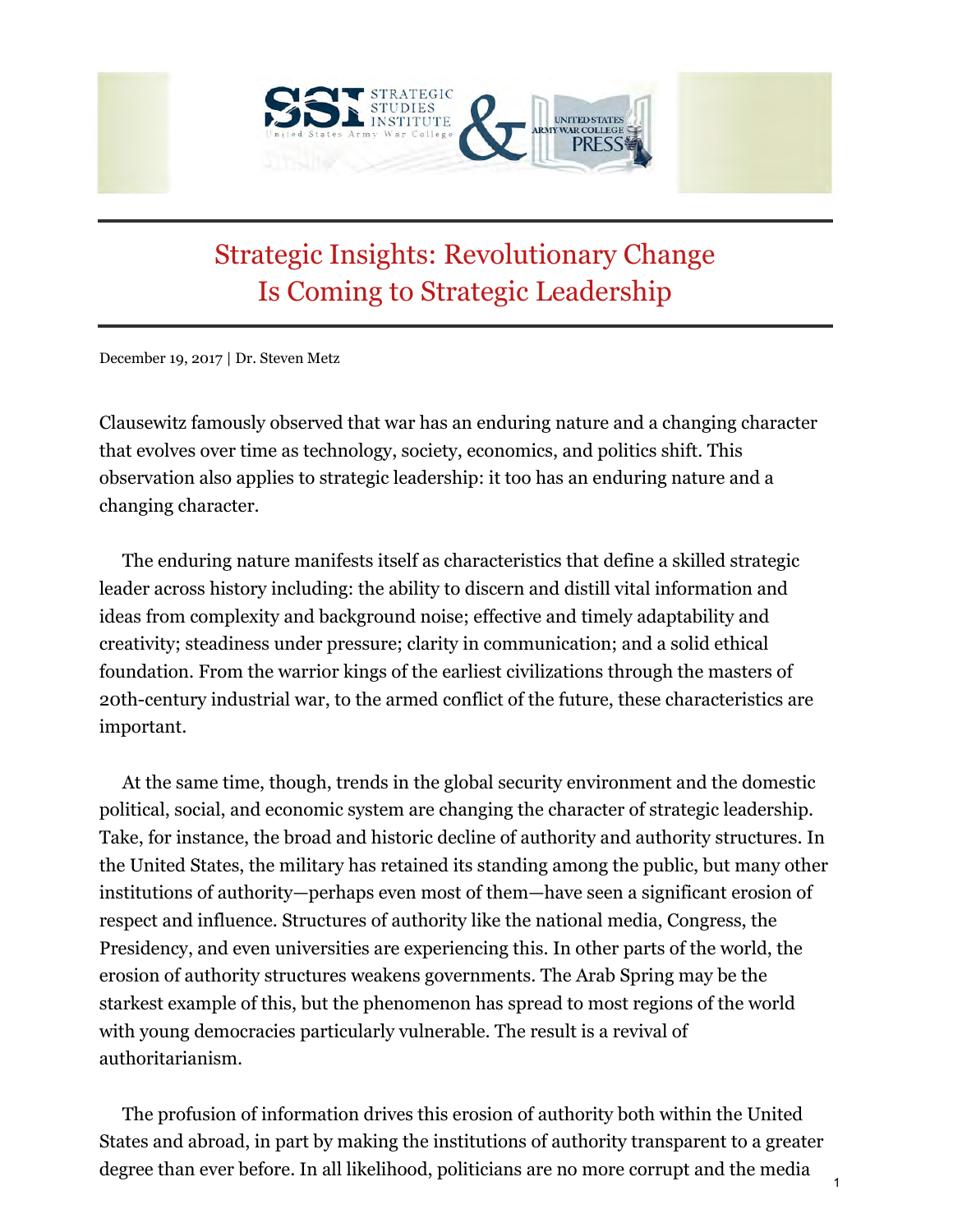# Strategic Insights: Revolutionary Change Is Coming to Strategic Leadership

December 19, 2017 | Dr. Steven Metz

Clausewitz famously observed that war has an enduring nature and a changing character that evolves over time as technology, society, economics, and politics shift. This observation also applies to strategic leadership: it too has an enduring nature and a changing character.

The enduring nature manifests itself as characteristics that define a skilled strategic leader across history including: the ability to discern and distill vital information and ideas from complexity and background noise; effective and timely adaptability and creativity; steadiness under pressure; clarity in communication; and a solid ethical foundation. From the warrior kings of the earliest civilizations through the masters of 20th-century industrial war, to the armed conflict of the future, these characteristics are important.

At the same time, though, trends in the global security environment and the domestic political, social, and economic system are changing the character of strategic leadership. Take, for instance, the broad and historic decline of authority and authority structures. In the United States, the military has retained its standing among the public, but many other institutions of authority—perhaps even most of them—have seen a significant erosion of respect and influence. Structures of authority like the national media, Congress, the Presidency, and even universities are experiencing this. In other parts of the world, the erosion of authority structures weakens governments. The Arab Spring may be the starkest example of this, but the phenomenon has spread to most regions of the world with young democracies particularly vulnerable. The result is a revival of authoritarianism.

The profusion of information drives this erosion of authority both within the United States and abroad, in part by making the institutions of authority transparent to a greater degree than ever before. In all likelihood, politicians are no more corrupt and the media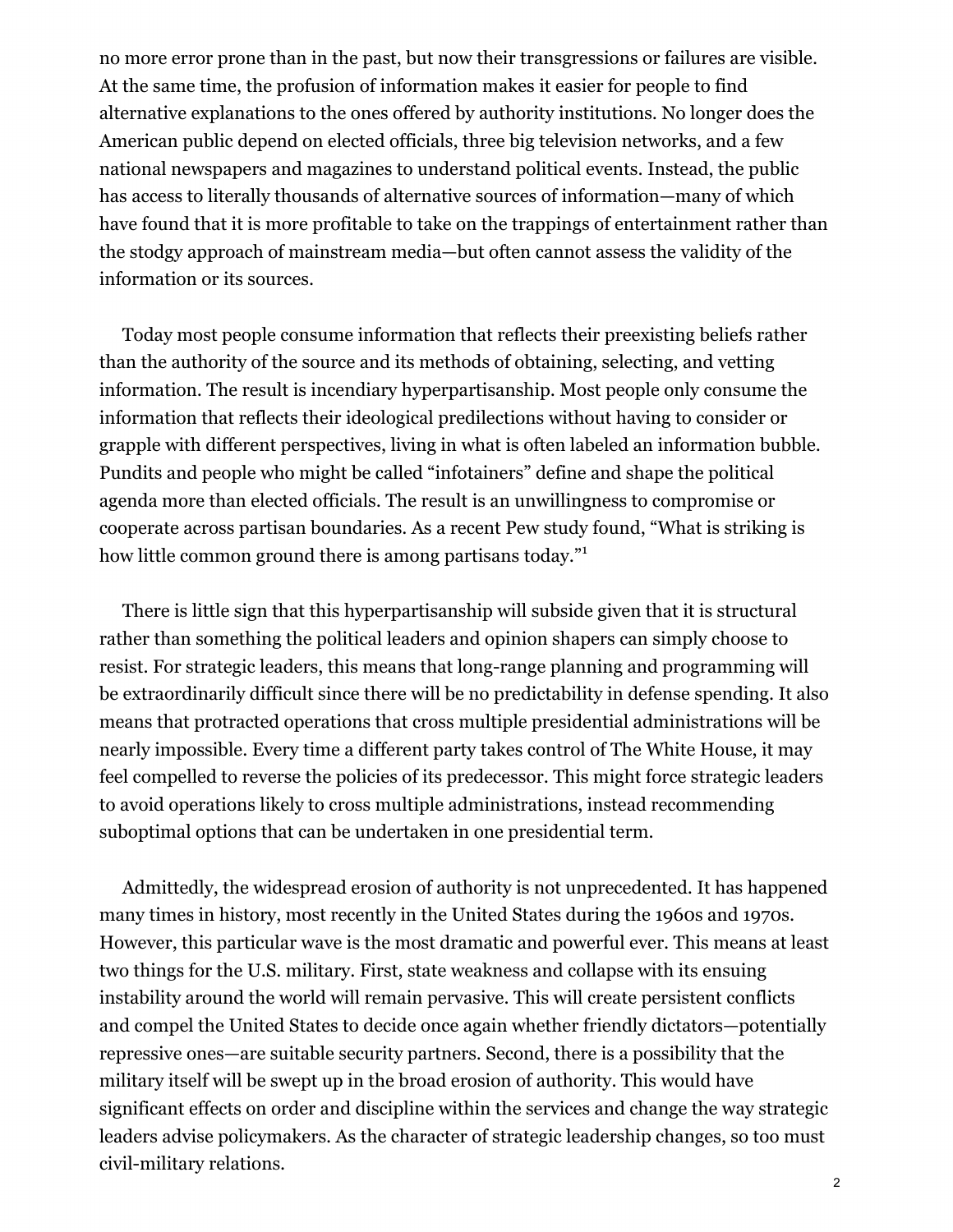no more error prone than in the past, but now their transgressions or failures are visible. At the same time, the profusion of information makes it easier for people to find alternative explanations to the ones offered by authority institutions. No longer does the American public depend on elected officials, three big television networks, and a few national newspapers and magazines to understand political events. Instead, the public has access to literally thousands of alternative sources of information—many of which have found that it is more profitable to take on the trappings of entertainment rather than the stodgy approach of mainstream media—but often cannot assess the validity of the information or its sources.

Today most people consume information that reflects their preexisting beliefs rather than the authority of the source and its methods of obtaining, selecting, and vetting information. The result is incendiary hyperpartisanship. Most people only consume the information that reflects their ideological predilections without having to consider or grapple with different perspectives, living in what is often labeled an information bubble. Pundits and people who might be called "infotainers" define and shape the political agenda more than elected officials. The result is an unwillingness to compromise or cooperate across partisan boundaries. As a recent Pew study found, "What is striking is how little common ground there is among partisans today."[1]

There is little sign that this hyperpartisanship will subside given that it is structural rather than something the political leaders and opinion shapers can simply choose to resist. For strategic leaders, this means that long-range planning and programming will be extraordinarily difficult since there will be no predictability in defense spending. It also means that protracted operations that cross multiple presidential administrations will be nearly impossible. Every time a different party takes control of The White House, it may feel compelled to reverse the policies of its predecessor. This might force strategic leaders to avoid operations likely to cross multiple administrations, instead recommending suboptimal options that can be undertaken in one presidential term.

Admittedly, the widespread erosion of authority is not unprecedented. It has happened many times in history, most recently in the United States during the 1960s and 1970s. However, this particular wave is the most dramatic and powerful ever. This means at least two things for the U.S. military. First, state weakness and collapse with its ensuing instability around the world will remain pervasive. This will create persistent conflicts and compel the United States to decide once again whether friendly dictators—potentially repressive ones—are suitable security partners. Second, there is a possibility that the military itself will be swept up in the broad erosion of authority. This would have significant effects on order and discipline within the services and change the way strategic leaders advise policymakers. As the character of strategic leadership changes, so too must civil-military relations.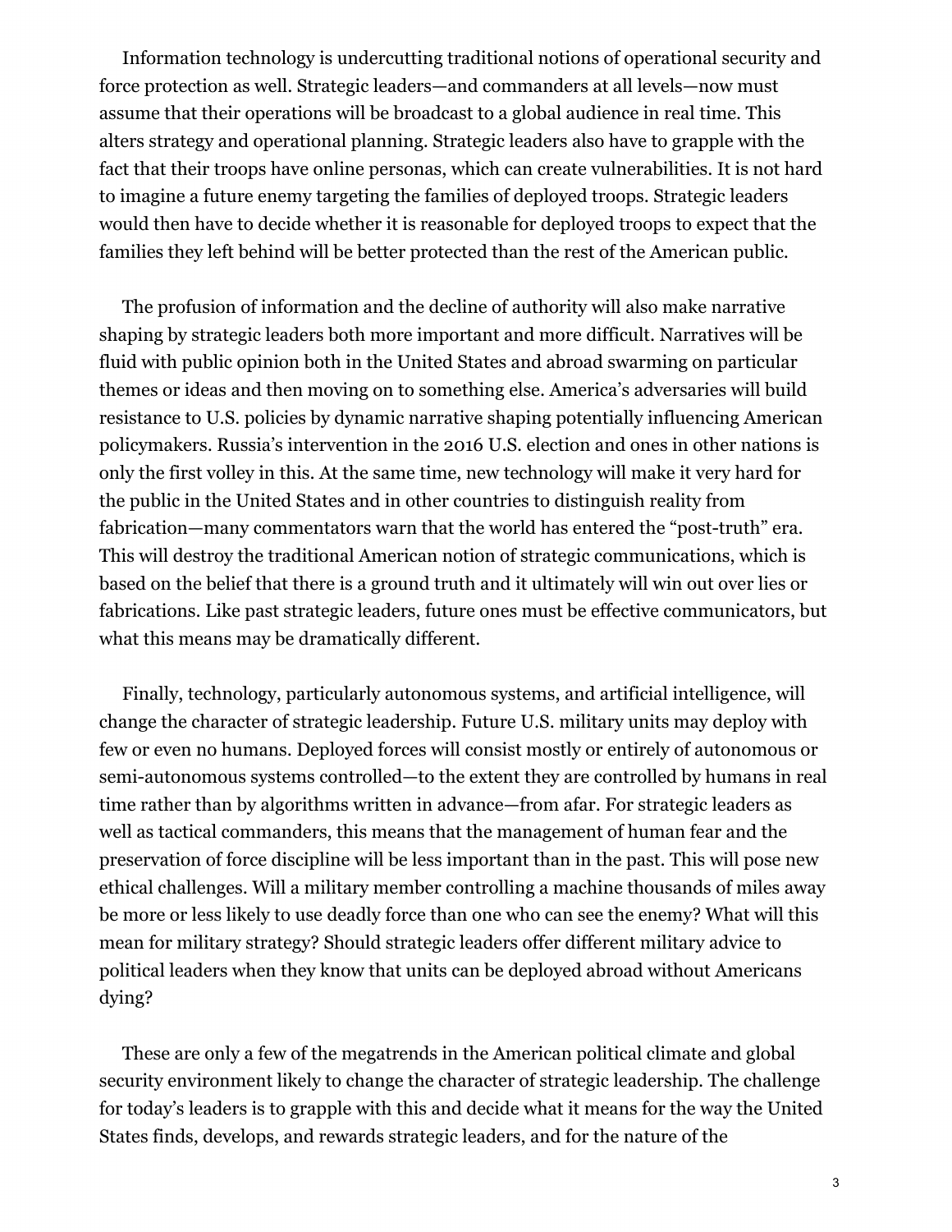Information technology is undercutting traditional notions of operational security and force protection as well. Strategic leaders—and commanders at all levels—now must assume that their operations will be broadcast to a global audience in real time. This alters strategy and operational planning. Strategic leaders also have to grapple with the fact that their troops have online personas, which can create vulnerabilities. It is not hard to imagine a future enemy targeting the families of deployed troops. Strategic leaders would then have to decide whether it is reasonable for deployed troops to expect that the families they left behind will be better protected than the rest of the American public.

The profusion of information and the decline of authority will also make narrative shaping by strategic leaders both more important and more difficult. Narratives will be fluid with public opinion both in the United States and abroad swarming on particular themes or ideas and then moving on to something else. America's adversaries will build resistance to U.S. policies by dynamic narrative shaping potentially influencing American policymakers. Russia's intervention in the 2016 U.S. election and ones in other nations is only the first volley in this. At the same time, new technology will make it very hard for the public in the United States and in other countries to distinguish reality from fabrication—many commentators warn that the world has entered the "post-truth" era. This will destroy the traditional American notion of strategic communications, which is based on the belief that there is a ground truth and it ultimately will win out over lies or fabrications. Like past strategic leaders, future ones must be effective communicators, but what this means may be dramatically different.

Finally, technology, particularly autonomous systems, and artificial intelligence, will change the character of strategic leadership. Future U.S. military units may deploy with few or even no humans. Deployed forces will consist mostly or entirely of autonomous or semi-autonomous systems controlled—to the extent they are controlled by humans in real time rather than by algorithms written in advance—from afar. For strategic leaders as well as tactical commanders, this means that the management of human fear and the preservation of force discipline will be less important than in the past. This will pose new ethical challenges. Will a military member controlling a machine thousands of miles away be more or less likely to use deadly force than one who can see the enemy? What will this mean for military strategy? Should strategic leaders offer different military advice to political leaders when they know that units can be deployed abroad without Americans dying?

These are only a few of the megatrends in the American political climate and global security environment likely to change the character of strategic leadership. The challenge for today's leaders is to grapple with this and decide what it means for the way the United States finds, develops, and rewards strategic leaders, and for the nature of the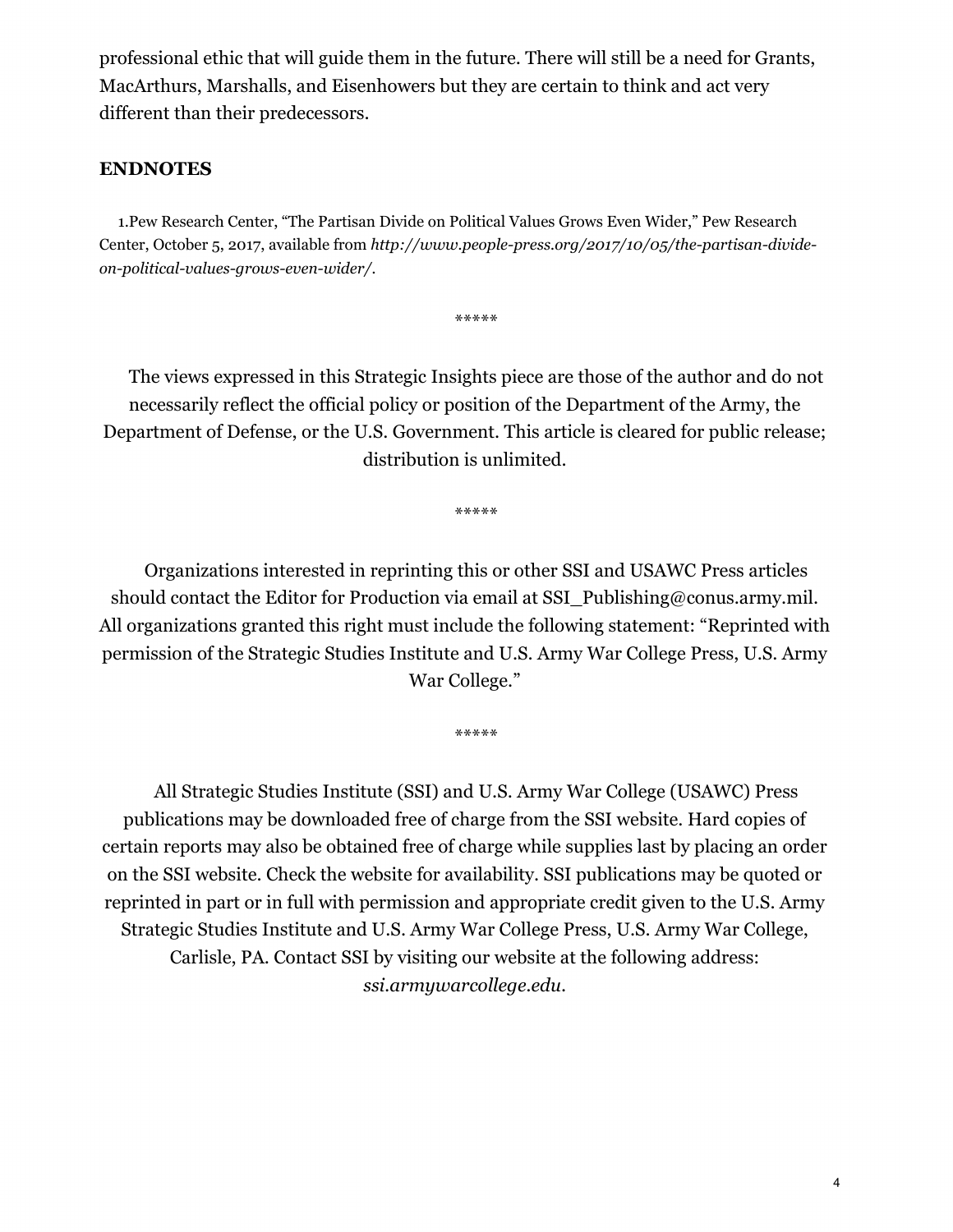professional ethic that will guide them in the future. There will still be a need for Grants, MacArthurs, Marshalls, and Eisenhowers but they are certain to think and act very different than their predecessors.

## ENDNOTES

1.Pew Research Center, "The Partisan Divide on Political Values Grows Even Wider," Pew Research Center, October 5, 2017, available from *http://www.people-press.org/2017/10/05/the-partisan-divide-on-political-values-grows-even-wider/*.

*****

The views expressed in this Strategic Insights piece are those of the author and do not necessarily reflect the official policy or position of the Department of the Army, the Department of Defense, or the U.S. Government. This article is cleared for public release; distribution is unlimited.

*****

Organizations interested in reprinting this or other SSI and USAWC Press articles should contact the Editor for Production via email at SSI_Publishing@conus.army.mil. All organizations granted this right must include the following statement: "Reprinted with permission of the Strategic Studies Institute and U.S. Army War College Press, U.S. Army War College."

*****

All Strategic Studies Institute (SSI) and U.S. Army War College (USAWC) Press publications may be downloaded free of charge from the SSI website. Hard copies of certain reports may also be obtained free of charge while supplies last by placing an order on the SSI website. Check the website for availability. SSI publications may be quoted or reprinted in part or in full with permission and appropriate credit given to the U.S. Army Strategic Studies Institute and U.S. Army War College Press, U.S. Army War College, Carlisle, PA. Contact SSI by visiting our website at the following address: *ssi.armywarcollege.edu*.